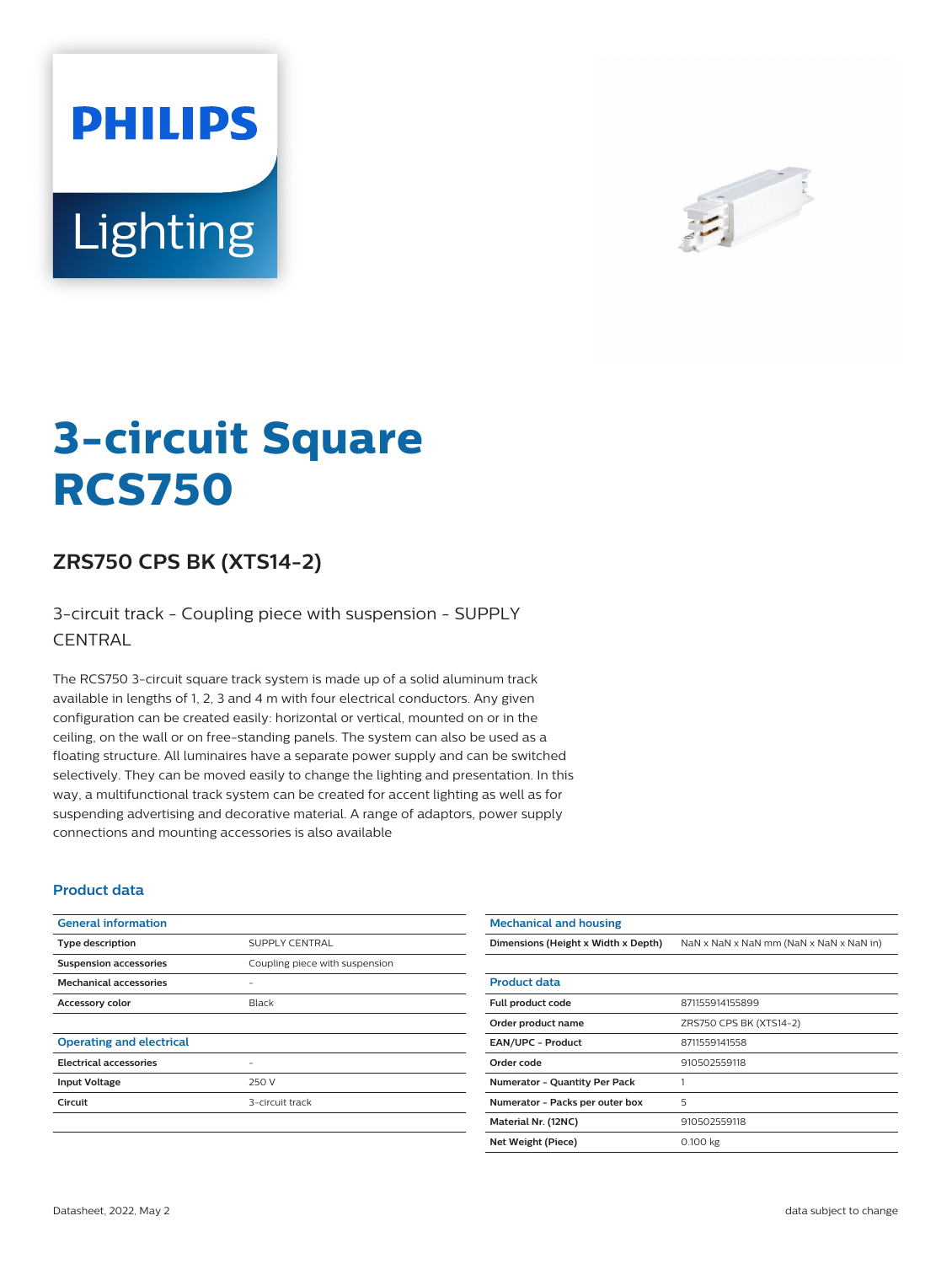# 3-circuit Square RCS750

## ZRS750 CPS BK (XTS14-2)

3-circuit track - Coupling piece with suspension - SUPPLY CENTRAL

The RCS750 3-circuit square track system is made up of a solid aluminum track available in lengths of 1, 2, 3 and 4 m with four electrical conductors. Any given configuration can be created easily: horizontal or vertical, mounted on or in the ceiling, on the wall or on free-standing panels. The system can also be used as a floating structure. All luminaires have a separate power supply and can be switched selectively. They can be moved easily to change the lighting and presentation. In this way, a multifunctional track system can be created for accent lighting as well as for suspending advertising and decorative material. A range of adaptors, power supply connections and mounting accessories is also available

### Product data

| General information | |
|---|---|
| Type description | SUPPLY CENTRAL |
| Suspension accessories | Coupling piece with suspension |
| Mechanical accessories | - |
| Accessory color | Black |

| Operating and electrical | |
|---|---|
| Electrical accessories | - |
| Input Voltage | 250 V |
| Circuit | 3-circuit track |

| Mechanical and housing | |
|---|---|
| Dimensions (Height x Width x Depth) | NaN x NaN x NaN mm (NaN x NaN x NaN in) |

| Product data | |
|---|---|
| Full product code | 871155914155899 |
| Order product name | ZRS750 CPS BK (XTS14-2) |
| EAN/UPC - Product | 8711559141558 |
| Order code | 910502559118 |
| Numerator - Quantity Per Pack | 1 |
| Numerator - Packs per outer box | 5 |
| Material Nr. (12NC) | 910502559118 |
| Net Weight (Piece) | 0.100 kg |

Datasheet, 2022, May 2

data subject to change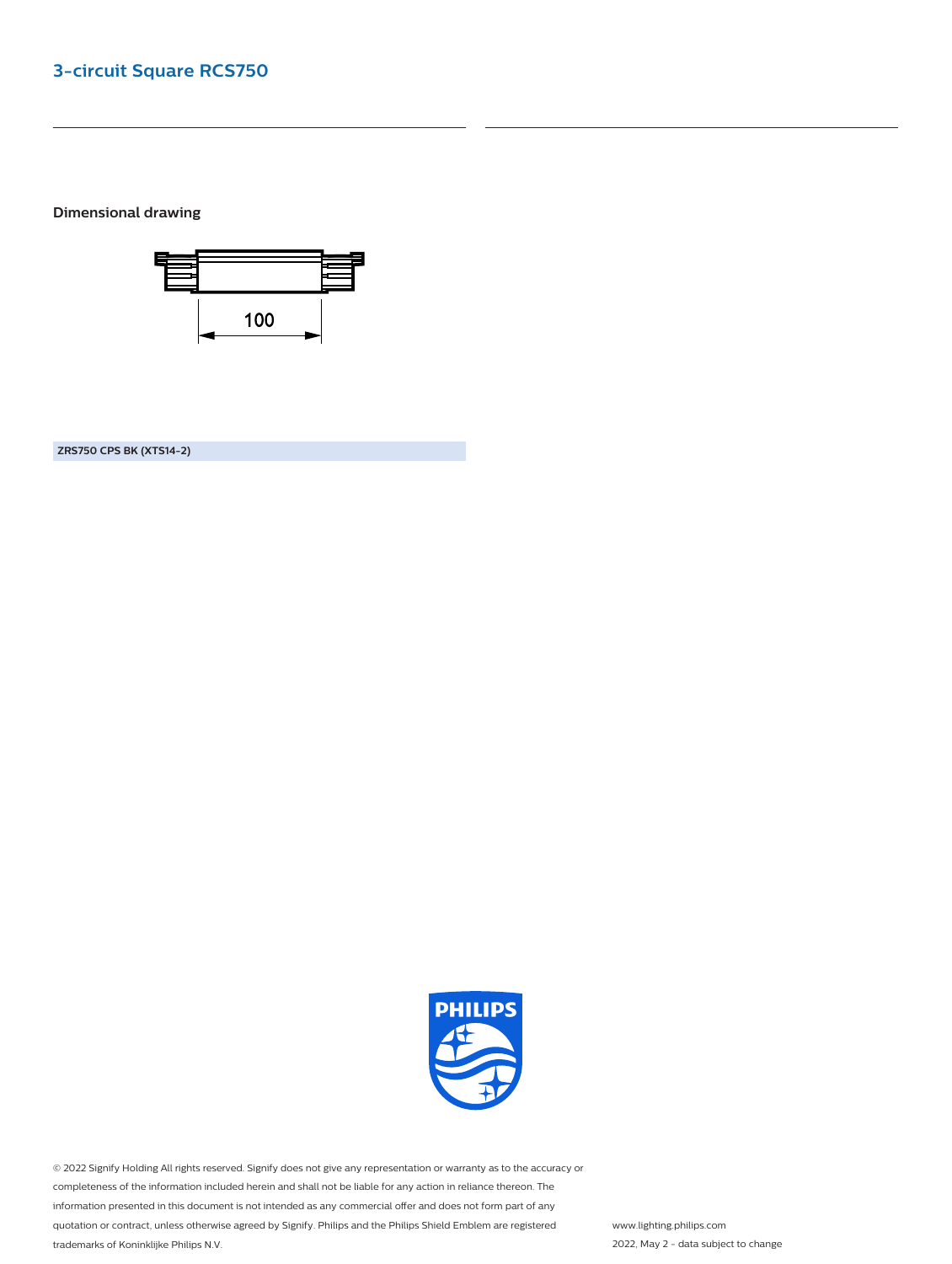## 3-circuit Square RCS750

### Dimensional drawing

100

**ZRS750 CPS BK (XTS14-2)**

© 2022 Signify Holding All rights reserved. Signify does not give any representation or warranty as to the accuracy or completeness of the information included herein and shall not be liable for any action in reliance thereon. The information presented in this document is not intended as any commercial offer and does not form part of any quotation or contract, unless otherwise agreed by Signify. Philips and the Philips Shield Emblem are registered trademarks of Koninklijke Philips N.V.

www.lighting.philips.com

2022, May 2 - data subject to change